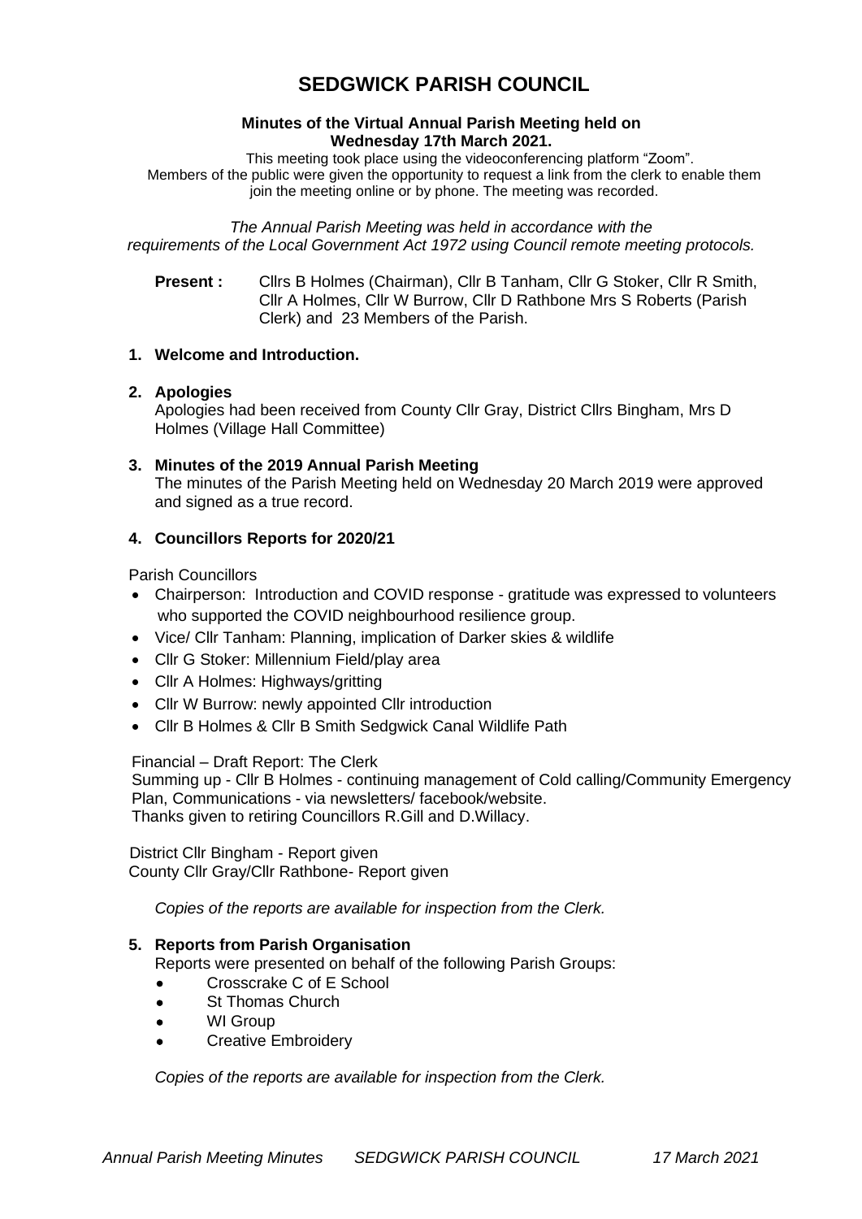# SEDGWICK PARISH COUNCIL

**Minutes of the Virtual Annual Parish Meeting held on Wednesday 17th March 2021.**

This meeting took place using the videoconferencing platform "Zoom".
Members of the public were given the opportunity to request a link from the clerk to enable them join the meeting online or by phone. The meeting was recorded.

*The Annual Parish Meeting was held in accordance with the requirements of the Local Government Act 1972 using Council remote meeting protocols.*

**Present :** Cllrs B Holmes (Chairman), Cllr B Tanham, Cllr G Stoker, Cllr R Smith, Cllr A Holmes, Cllr W Burrow, Cllr D Rathbone Mrs S Roberts (Parish Clerk) and 23 Members of the Parish.

**1. Welcome and Introduction.**

**2. Apologies**

Apologies had been received from County Cllr Gray, District Cllrs Bingham, Mrs D Holmes (Village Hall Committee)

**3. Minutes of the 2019 Annual Parish Meeting**

The minutes of the Parish Meeting held on Wednesday 20 March 2019 were approved and signed as a true record.

**4. Councillors Reports for 2020/21**

Parish Councillors

- Chairperson: Introduction and COVID response - gratitude was expressed to volunteers who supported the COVID neighbourhood resilience group.
- Vice/ Cllr Tanham: Planning, implication of Darker skies & wildlife
- Cllr G Stoker: Millennium Field/play area
- Cllr A Holmes: Highways/gritting
- Cllr W Burrow: newly appointed Cllr introduction
- Cllr B Holmes & Cllr B Smith Sedgwick Canal Wildlife Path

Financial – Draft Report: The Clerk
Summing up - Cllr B Holmes - continuing management of Cold calling/Community Emergency Plan, Communications - via newsletters/ facebook/website.
Thanks given to retiring Councillors R.Gill and D.Willacy.

District Cllr Bingham - Report given
County Cllr Gray/Cllr Rathbone- Report given

*Copies of the reports are available for inspection from the Clerk.*

**5. Reports from Parish Organisation**

Reports were presented on behalf of the following Parish Groups:

- Crosscrake C of E School
- St Thomas Church
- WI Group
- Creative Embroidery

*Copies of the reports are available for inspection from the Clerk.*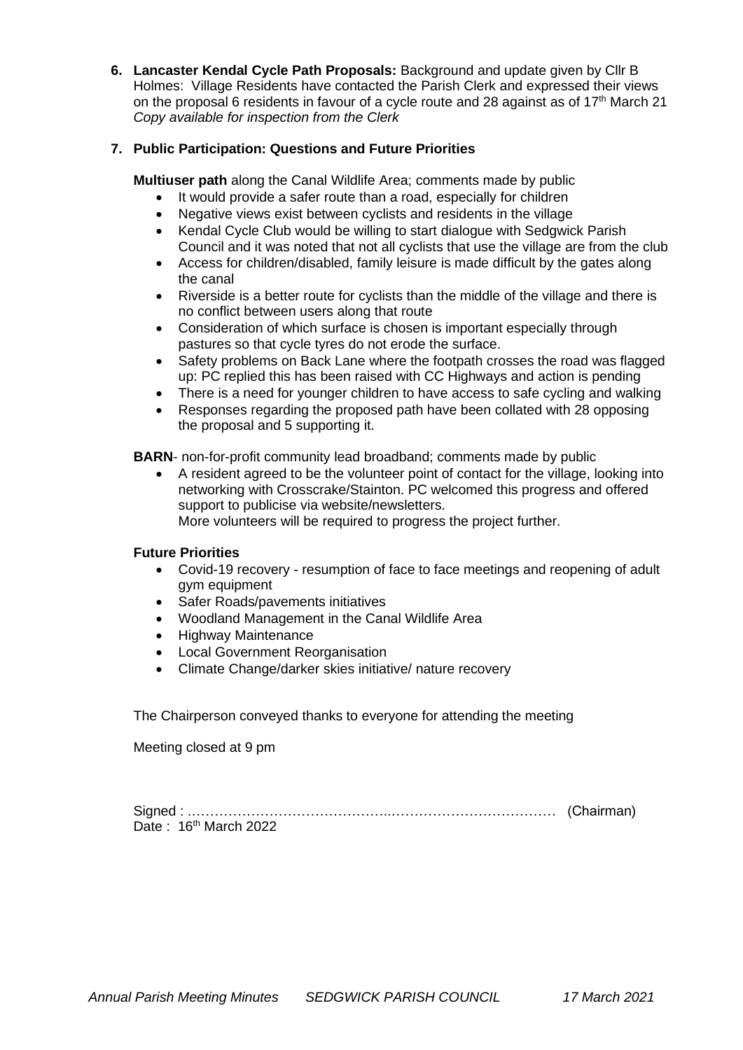6. **Lancaster Kendal Cycle Path Proposals:** Background and update given by Cllr B Holmes: Village Residents have contacted the Parish Clerk and expressed their views on the proposal 6 residents in favour of a cycle route and 28 against as of 17th March 21 *Copy available for inspection from the Clerk*

7. **Public Participation: Questions and Future Priorities**

   **Multiuser path** along the Canal Wildlife Area; comments made by public
   - It would provide a safer route than a road, especially for children
   - Negative views exist between cyclists and residents in the village
   - Kendal Cycle Club would be willing to start dialogue with Sedgwick Parish Council and it was noted that not all cyclists that use the village are from the club
   - Access for children/disabled, family leisure is made difficult by the gates along the canal
   - Riverside is a better route for cyclists than the middle of the village and there is no conflict between users along that route
   - Consideration of which surface is chosen is important especially through pastures so that cycle tyres do not erode the surface.
   - Safety problems on Back Lane where the footpath crosses the road was flagged up: PC replied this has been raised with CC Highways and action is pending
   - There is a need for younger children to have access to safe cycling and walking
   - Responses regarding the proposed path have been collated with 28 opposing the proposal and 5 supporting it.

   **BARN**- non-for-profit community lead broadband; comments made by public
   - A resident agreed to be the volunteer point of contact for the village, looking into networking with Crosscrake/Stainton. PC welcomed this progress and offered support to publicise via website/newsletters.
     More volunteers will be required to progress the project further.

   **Future Priorities**
   - Covid-19 recovery - resumption of face to face meetings and reopening of adult gym equipment
   - Safer Roads/pavements initiatives
   - Woodland Management in the Canal Wildlife Area
   - Highway Maintenance
   - Local Government Reorganisation
   - Climate Change/darker skies initiative/ nature recovery

The Chairperson conveyed thanks to everyone for attending the meeting

Meeting closed at 9 pm

Signed : ……………………………………..……………………………… (Chairman)
Date : 16th March 2022